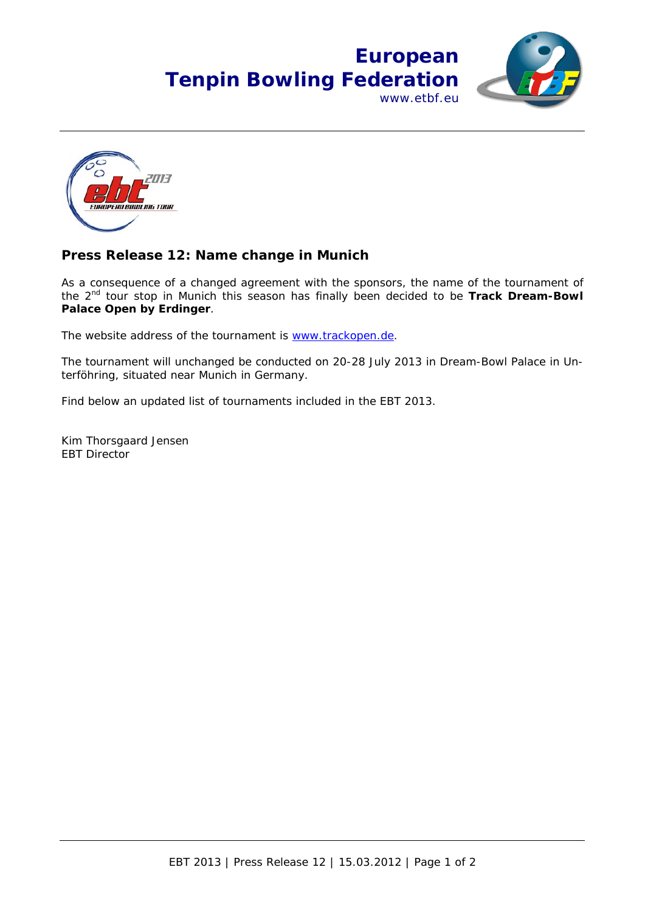**European Tenpin Bowling Federation**
www.etbf.eu

## Press Release 12: Name change in Munich

As a consequence of a changed agreement with the sponsors, the name of the tournament of the 2nd tour stop in Munich this season has finally been decided to be **Track Dream-Bowl Palace Open by Erdinger**.

The website address of the tournament is www.trackopen.de.

The tournament will unchanged be conducted on 20-28 July 2013 in Dream-Bowl Palace in Unterföhring, situated near Munich in Germany.

Find below an updated list of tournaments included in the EBT 2013.

Kim Thorsgaard Jensen
EBT Director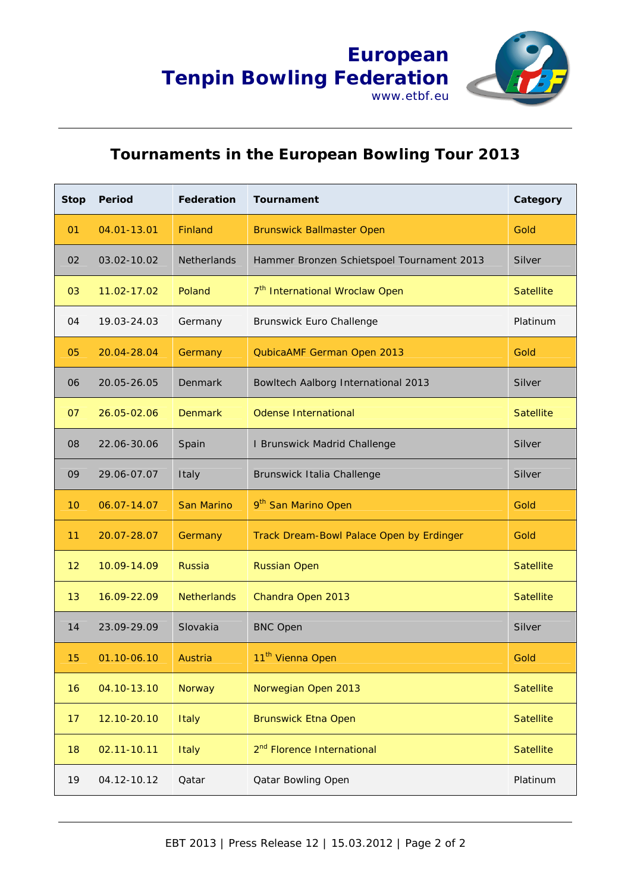European
Tenpin Bowling Federation
www.etbf.eu

## Tournaments in the European Bowling Tour 2013

| Stop | Period | Federation | Tournament | Category |
|---|---|---|---|---|
| 01 | 04.01-13.01 | Finland | Brunswick Ballmaster Open | Gold |
| 02 | 03.02-10.02 | Netherlands | Hammer Bronzen Schietspoel Tournament 2013 | Silver |
| 03 | 11.02-17.02 | Poland | 7th International Wroclaw Open | Satellite |
| 04 | 19.03-24.03 | Germany | Brunswick Euro Challenge | Platinum |
| 05 | 20.04-28.04 | Germany | QubicaAMF German Open 2013 | Gold |
| 06 | 20.05-26.05 | Denmark | Bowltech Aalborg International 2013 | Silver |
| 07 | 26.05-02.06 | Denmark | Odense International | Satellite |
| 08 | 22.06-30.06 | Spain | I Brunswick Madrid Challenge | Silver |
| 09 | 29.06-07.07 | Italy | Brunswick Italia Challenge | Silver |
| 10 | 06.07-14.07 | San Marino | 9th San Marino Open | Gold |
| 11 | 20.07-28.07 | Germany | Track Dream-Bowl Palace Open by Erdinger | Gold |
| 12 | 10.09-14.09 | Russia | Russian Open | Satellite |
| 13 | 16.09-22.09 | Netherlands | Chandra Open 2013 | Satellite |
| 14 | 23.09-29.09 | Slovakia | BNC Open | Silver |
| 15 | 01.10-06.10 | Austria | 11th Vienna Open | Gold |
| 16 | 04.10-13.10 | Norway | Norwegian Open 2013 | Satellite |
| 17 | 12.10-20.10 | Italy | Brunswick Etna Open | Satellite |
| 18 | 02.11-10.11 | Italy | 2nd Florence International | Satellite |
| 19 | 04.12-10.12 | Qatar | Qatar Bowling Open | Platinum |